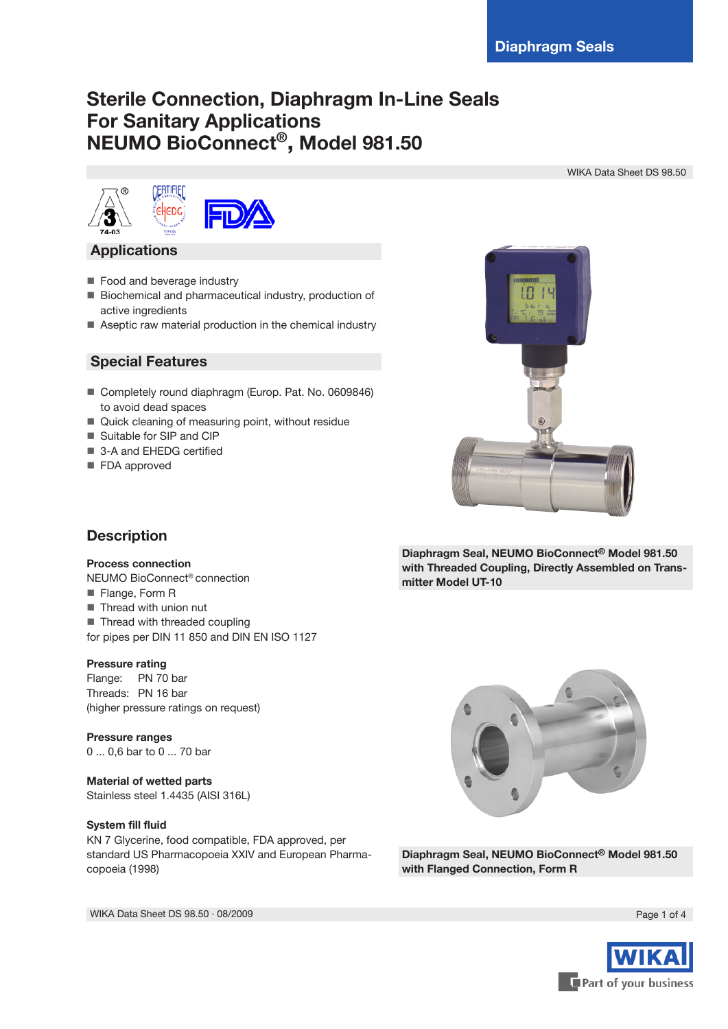# Sterile Connection, Diaphragm In-Line Seals For Sanitary Applications NEUMO BioConnect®, Model 981.50

WIKA Data Sheet DS 98.50

## Applications

- Food and beverage industry
- Biochemical and pharmaceutical industry, production of active ingredients
- Aseptic raw material production in the chemical industry

## Special Features

- Completely round diaphragm (Europ. Pat. No. 0609846) to avoid dead spaces
- Quick cleaning of measuring point, without residue
- Suitable for SIP and CIP
- 3-A and EHEDG certified
- FDA approved

**Diaphragm Seal, NEUMO BioConnect® Model 981.50 with Threaded Coupling, Directly Assembled on Transmitter Model UT-10**

## Description

**Process connection**

NEUMO BioConnect® connection

- Flange, Form R
- Thread with union nut
- Thread with threaded coupling

for pipes per DIN 11 850 and DIN EN ISO 1127

**Pressure rating**

Flange: PN 70 bar
Threads: PN 16 bar
(higher pressure ratings on request)

**Pressure ranges**

0 ... 0,6 bar to 0 ... 70 bar

**Material of wetted parts**

Stainless steel 1.4435 (AISI 316L)

**System fill fluid**

KN 7 Glycerine, food compatible, FDA approved, per standard US Pharmacopoeia XXIV and European Pharmacopoeia (1998)

**Diaphragm Seal, NEUMO BioConnect® Model 981.50 with Flanged Connection, Form R**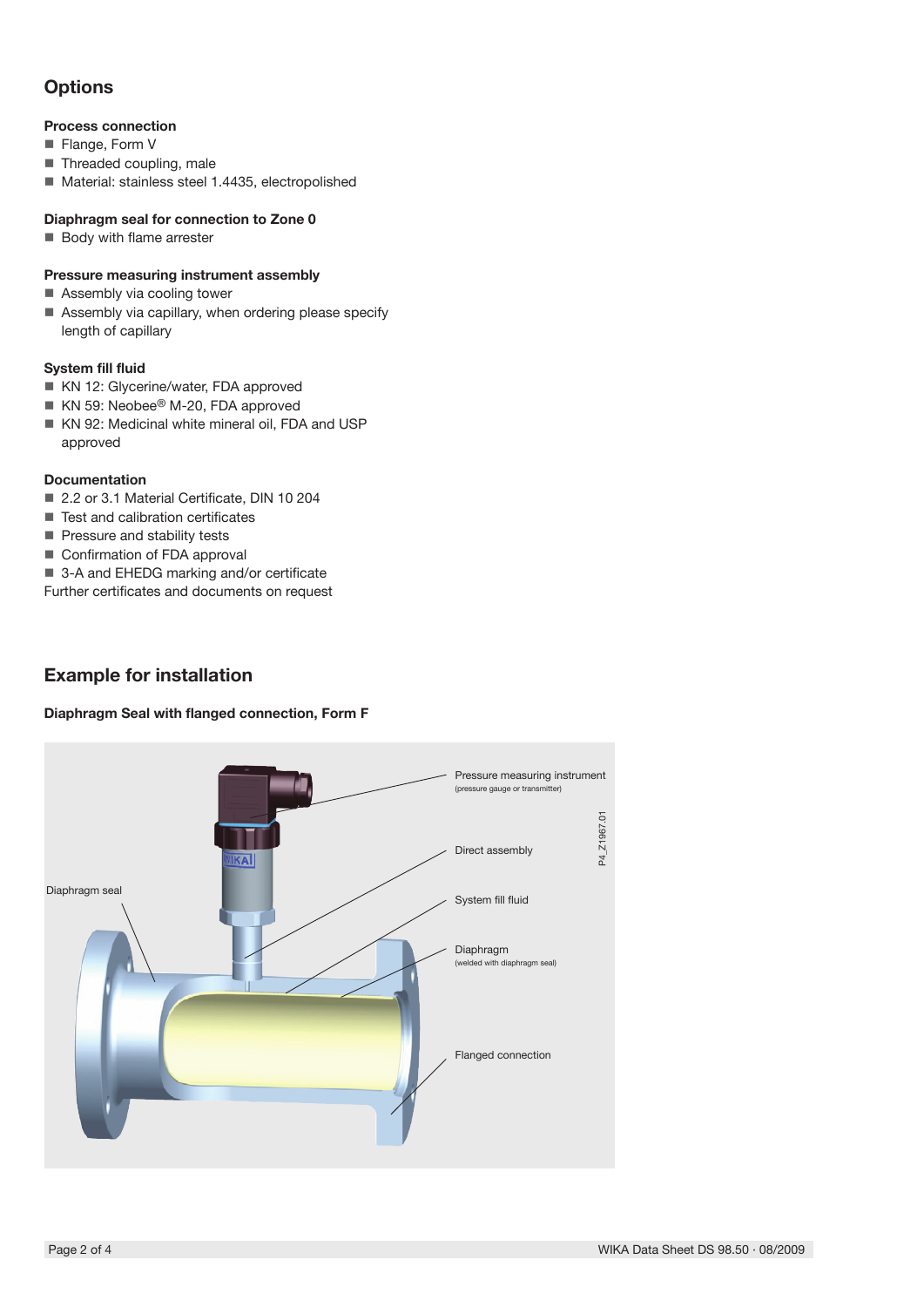## Options

### Process connection

- Flange, Form V
- Threaded coupling, male
- Material: stainless steel 1.4435, electropolished

### Diaphragm seal for connection to Zone 0

- Body with flame arrester

### Pressure measuring instrument assembly

- Assembly via cooling tower
- Assembly via capillary, when ordering please specify length of capillary

### System fill fluid

- KN 12: Glycerine/water, FDA approved
- KN 59: Neobee® M-20, FDA approved
- KN 92: Medicinal white mineral oil, FDA and USP approved

### Documentation

- 2.2 or 3.1 Material Certificate, DIN 10 204
- Test and calibration certificates
- Pressure and stability tests
- Confirmation of FDA approval
- 3-A and EHEDG marking and/or certificate

Further certificates and documents on request

## Example for installation

### Diaphragm Seal with flanged connection, Form F

Pressure measuring instrument (pressure gauge or transmitter)

Direct assembly

Diaphragm seal

System fill fluid

Diaphragm (welded with diaphragm seal)

Flanged connection

P4_Z1967.01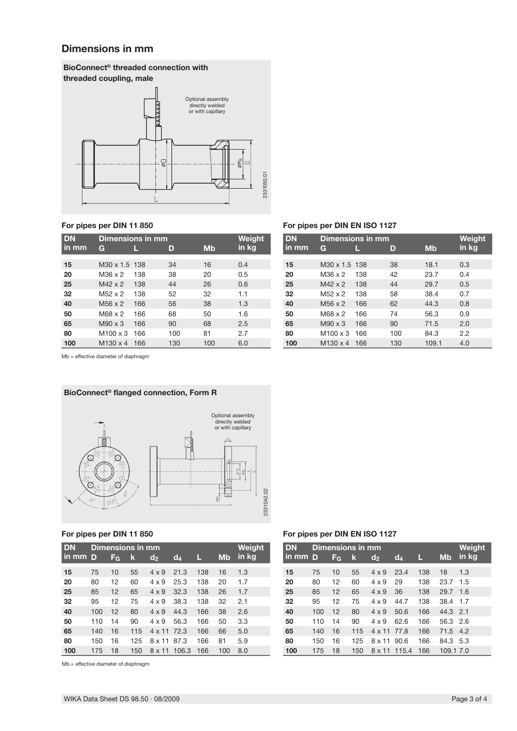## Dimensions in mm

### BioConnect® threaded connection with threaded coupling, male

Optional assembly directly welded or with capillary

2331050.01

**For pipes per DIN 11 850**

| DN in mm | Dimensions in mm | | | | Weight in kg |
|---|---|---|---|---|---|
| | G | L | D | Mb | |
| 15 | M30 x 1.5 | 138 | 34 | 16 | 0.4 |
| 20 | M36 x 2 | 138 | 38 | 20 | 0.5 |
| 25 | M42 x 2 | 138 | 44 | 26 | 0.6 |
| 32 | M52 x 2 | 138 | 52 | 32 | 1.1 |
| 40 | M56 x 2 | 166 | 56 | 38 | 1.3 |
| 50 | M68 x 2 | 166 | 68 | 50 | 1.6 |
| 65 | M90 x 3 | 166 | 90 | 68 | 2.5 |
| 80 | M100 x 3 | 166 | 100 | 81 | 2.7 |
| 100 | M130 x 4 | 166 | 130 | 100 | 6.0 |

Mb = effective diameter of diaphragm

**For pipes per DIN EN ISO 1127**

| DN in mm | Dimensions in mm | | | | Weight in kg |
|---|---|---|---|---|---|
| | G | L | D | Mb | |
| 15 | M30 x 1.5 | 138 | 38 | 18.1 | 0.3 |
| 20 | M36 x 2 | 138 | 42 | 23.7 | 0.4 |
| 25 | M42 x 2 | 138 | 44 | 29.7 | 0.5 |
| 32 | M52 x 2 | 138 | 58 | 38.4 | 0.7 |
| 40 | M56 x 2 | 166 | 62 | 44.3 | 0.8 |
| 50 | M68 x 2 | 166 | 74 | 56.3 | 0.9 |
| 65 | M90 x 3 | 166 | 90 | 71.5 | 2.0 |
| 80 | M100 x 3 | 166 | 100 | 84.3 | 2.2 |
| 100 | M130 x 4 | 166 | 130 | 109.1 | 4.0 |

### BioConnect® flanged connection, Form R

Optional assembly directly welded or with capillary

2331042.02

**For pipes per DIN 11 850**

| DN in mm | Dimensions in mm | | | | | | | Weight in kg |
|---|---|---|---|---|---|---|---|---|
| | D | $F_G$ | k | $d_2$ | $d_4$ | L | Mb | |
| 15 | 75 | 10 | 55 | 4 x 9 | 21.3 | 138 | 16 | 1.3 |
| 20 | 80 | 12 | 60 | 4 x 9 | 25.3 | 138 | 20 | 1.7 |
| 25 | 85 | 12 | 65 | 4 x 9 | 32.3 | 138 | 26 | 1.7 |
| 32 | 95 | 12 | 75 | 4 x 9 | 38.3 | 138 | 32 | 2.1 |
| 40 | 100 | 12 | 80 | 4 x 9 | 44.3 | 166 | 38 | 2.6 |
| 50 | 110 | 14 | 90 | 4 x 9 | 56.3 | 166 | 50 | 3.3 |
| 65 | 140 | 16 | 115 | 4 x 11 | 72.3 | 166 | 66 | 5.0 |
| 80 | 150 | 16 | 125 | 8 x 11 | 87.3 | 166 | 81 | 5.9 |
| 100 | 175 | 18 | 150 | 8 x 11 | 106.3 | 166 | 100 | 8.0 |

Mb = effective diameter of diaphragm

**For pipes per DIN EN ISO 1127**

| DN in mm | Dimensions in mm | | | | | | | Weight in kg |
|---|---|---|---|---|---|---|---|---|
| | D | $F_G$ | k | $d_2$ | $d_4$ | L | Mb | |
| 15 | 75 | 10 | 55 | 4 x 9 | 23.4 | 138 | 18 | 1.3 |
| 20 | 80 | 12 | 60 | 4 x 9 | 29 | 138 | 23.7 | 1.5 |
| 25 | 85 | 12 | 65 | 4 x 9 | 36 | 138 | 29.7 | 1.6 |
| 32 | 95 | 12 | 75 | 4 x 9 | 44.7 | 138 | 38.4 | 1.7 |
| 40 | 100 | 12 | 80 | 4 x 9 | 50.6 | 166 | 44.3 | 2.1 |
| 50 | 110 | 14 | 90 | 4 x 9 | 62.6 | 166 | 56.3 | 2.6 |
| 65 | 140 | 16 | 115 | 4 x 11 | 77.8 | 166 | 71.5 | 4.2 |
| 80 | 150 | 16 | 125 | 8 x 11 | 90.6 | 166 | 84.3 | 5.3 |
| 100 | 175 | 18 | 150 | 8 x 11 | 115.4 | 166 | 109.1 | 7.0 |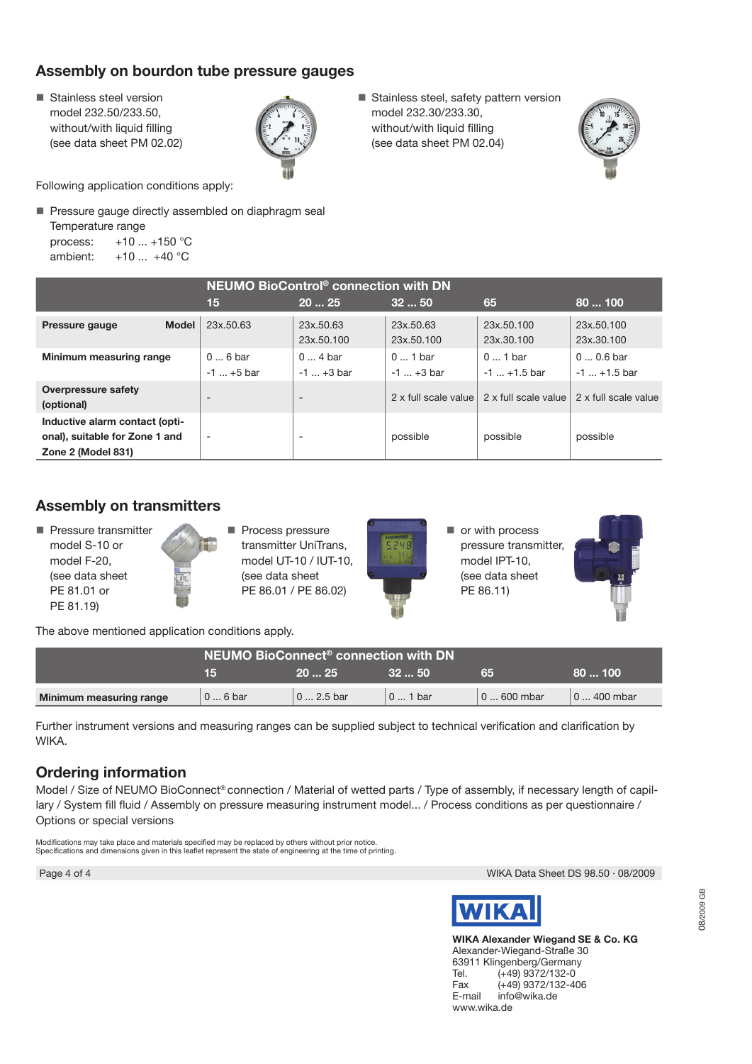## Assembly on bourdon tube pressure gauges

- Stainless steel version model 232.50/233.50, without/with liquid filling (see data sheet PM 02.02)
- Stainless steel, safety pattern version model 232.30/233.30, without/with liquid filling (see data sheet PM 02.04)

Following application conditions apply:

- Pressure gauge directly assembled on diaphragm seal
  Temperature range
  process: +10 ... +150 °C
  ambient: +10 ... +40 °C

| | NEUMO BioControl® connection with DN 15 | 20 ... 25 | 32 ... 50 | 65 | 80 ... 100 |
|---|---|---|---|---|---|
| **Pressure gauge** **Model** | 23x.50.63 | 23x.50.63<br>23x.50.100 | 23x.50.63<br>23x.50.100 | 23x.50.100<br>23x.30.100 | 23x.50.100<br>23x.30.100 |
| **Minimum measuring range** | 0 ... 6 bar<br>-1 ... +5 bar | 0 ... 4 bar<br>-1 ... +3 bar | 0 ... 1 bar<br>-1 ... +3 bar | 0 ... 1 bar<br>-1 ... +1.5 bar | 0 ... 0.6 bar<br>-1 ... +1.5 bar |
| **Overpressure safety (optional)** | - | - | 2 x full scale value | 2 x full scale value | 2 x full scale value |
| **Inductive alarm contact (optional), suitable for Zone 1 and Zone 2 (Model 831)** | - | - | possible | possible | possible |

## Assembly on transmitters

- Pressure transmitter model S-10 or model F-20, (see data sheet PE 81.01 or PE 81.19)
- Process pressure transmitter UniTrans, model UT-10 / IUT-10, (see data sheet PE 86.01 / PE 86.02)
- or with process pressure transmitter, model IPT-10, (see data sheet PE 86.11)

The above mentioned application conditions apply.

| | NEUMO BioConnect® connection with DN 15 | 20 ... 25 | 32 ... 50 | 65 | 80 ... 100 |
|---|---|---|---|---|---|
| **Minimum measuring range** | 0 ... 6 bar | 0 ... 2.5 bar | 0 ... 1 bar | 0 ... 600 mbar | 0 ... 400 mbar |

Further instrument versions and measuring ranges can be supplied subject to technical verification and clarification by WIKA.

## Ordering information

Model / Size of NEUMO BioConnect® connection / Material of wetted parts / Type of assembly, if necessary length of capillary / System fill fluid / Assembly on pressure measuring instrument model... / Process conditions as per questionnaire / Options or special versions

Modifications may take place and materials specified may be replaced by others without prior notice.
Specifications and dimensions given in this leaflet represent the state of engineering at the time of printing.

WIKA

**WIKA Alexander Wiegand SE & Co. KG**
Alexander-Wiegand-Straße 30
63911 Klingenberg/Germany
Tel. (+49) 9372/132-0
Fax (+49) 9372/132-406
E-mail info@wika.de
www.wika.de